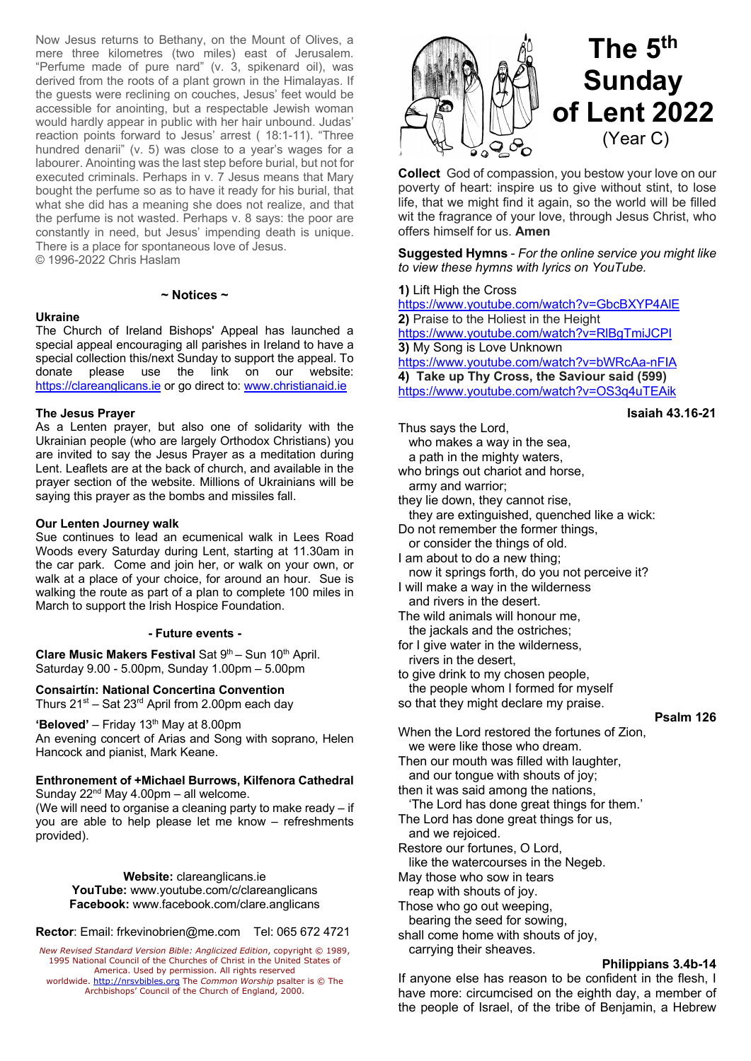Now Jesus returns to Bethany, on the Mount of Olives, a mere three kilometres (two miles) east of Jerusalem. "Perfume made of pure nard" (v. 3, spikenard oil), was derived from the roots of a plant grown in the Himalayas. If the guests were reclining on couches, Jesus' feet would be accessible for anointing, but a respectable Jewish woman would hardly appear in public with her hair unbound. Judas' reaction points forward to Jesus' arrest ( 18:1-11). "Three hundred denarii" (v. 5) was close to a year's wages for a labourer. Anointing was the last step before burial, but not for executed criminals. Perhaps in v. 7 Jesus means that Mary bought the perfume so as to have it ready for his burial, that what she did has a meaning she does not realize, and that the perfume is not wasted. Perhaps v. 8 says: the poor are constantly in need, but Jesus' impending death is unique. There is a place for spontaneous love of Jesus.
© 1996-2022 Chris Haslam

## ~ Notices ~

**Ukraine**
The Church of Ireland Bishops' Appeal has launched a special appeal encouraging all parishes in Ireland to have a special collection this/next Sunday to support the appeal. To donate please use the link on our website: https://clareanglicans.ie or go direct to: www.christianaid.ie

**The Jesus Prayer**
As a Lenten prayer, but also one of solidarity with the Ukrainian people (who are largely Orthodox Christians) you are invited to say the Jesus Prayer as a meditation during Lent. Leaflets are at the back of church, and available in the prayer section of the website. Millions of Ukrainians will be saying this prayer as the bombs and missiles fall.

**Our Lenten Journey walk**
Sue continues to lead an ecumenical walk in Lees Road Woods every Saturday during Lent, starting at 11.30am in the car park. Come and join her, or walk on your own, or walk at a place of your choice, for around an hour. Sue is walking the route as part of a plan to complete 100 miles in March to support the Irish Hospice Foundation.

## - Future events -

**Clare Music Makers Festival** Sat 9th – Sun 10th April.
Saturday 9.00 - 5.00pm, Sunday 1.00pm – 5.00pm

**Consairtín: National Concertina Convention**
Thurs 21st – Sat 23rd April from 2.00pm each day

**'Beloved'** – Friday 13th May at 8.00pm
An evening concert of Arias and Song with soprano, Helen Hancock and pianist, Mark Keane.

**Enthronement of +Michael Burrows, Kilfenora Cathedral**
Sunday 22nd May 4.00pm – all welcome.
(We will need to organise a cleaning party to make ready – if you are able to help please let me know – refreshments provided).

**Website:** clareanglicans.ie
**YouTube:** www.youtube.com/c/clareanglicans
**Facebook:** www.facebook.com/clare.anglicans

**Rector**: Email: frkevinobrien@me.com Tel: 065 672 4721

*New Revised Standard Version Bible: Anglicized Edition*, copyright © 1989, 1995 National Council of the Churches of Christ in the United States of America. Used by permission. All rights reserved worldwide. http://nrsvbibles.org The *Common Worship* psalter is © The Archbishops' Council of the Church of England, 2000.

# The 5th Sunday of Lent 2022
(Year C)

**Collect** God of compassion, you bestow your love on our poverty of heart: inspire us to give without stint, to lose life, that we might find it again, so the world will be filled wit the fragrance of your love, through Jesus Christ, who offers himself for us. **Amen**

**Suggested Hymns** - *For the online service you might like to view these hymns with lyrics on YouTube.*

**1)** Lift High the Cross
https://www.youtube.com/watch?v=GbcBXYP4AlE
**2)** Praise to the Holiest in the Height
https://www.youtube.com/watch?v=RlBgTmiJCPI
**3)** My Song is Love Unknown
https://www.youtube.com/watch?v=bWRcAa-nFIA
**4) Take up Thy Cross, the Saviour said (599)**
https://www.youtube.com/watch?v=OS3q4uTEAik

**Isaiah 43.16-21**

Thus says the Lord,
  who makes a way in the sea,
  a path in the mighty waters,
who brings out chariot and horse,
  army and warrior;
they lie down, they cannot rise,
  they are extinguished, quenched like a wick:
Do not remember the former things,
  or consider the things of old.
I am about to do a new thing;
  now it springs forth, do you not perceive it?
I will make a way in the wilderness
  and rivers in the desert.
The wild animals will honour me,
  the jackals and the ostriches;
for I give water in the wilderness,
  rivers in the desert,
to give drink to my chosen people,
  the people whom I formed for myself
so that they might declare my praise.

**Psalm 126**

When the Lord restored the fortunes of Zion,
  we were like those who dream.
Then our mouth was filled with laughter,
  and our tongue with shouts of joy;
then it was said among the nations,
  'The Lord has done great things for them.'
The Lord has done great things for us,
  and we rejoiced.
Restore our fortunes, O Lord,
  like the watercourses in the Negeb.
May those who sow in tears
  reap with shouts of joy.
Those who go out weeping,
  bearing the seed for sowing,
shall come home with shouts of joy,
  carrying their sheaves.

**Philippians 3.4b-14**

If anyone else has reason to be confident in the flesh, I have more: circumcised on the eighth day, a member of the people of Israel, of the tribe of Benjamin, a Hebrew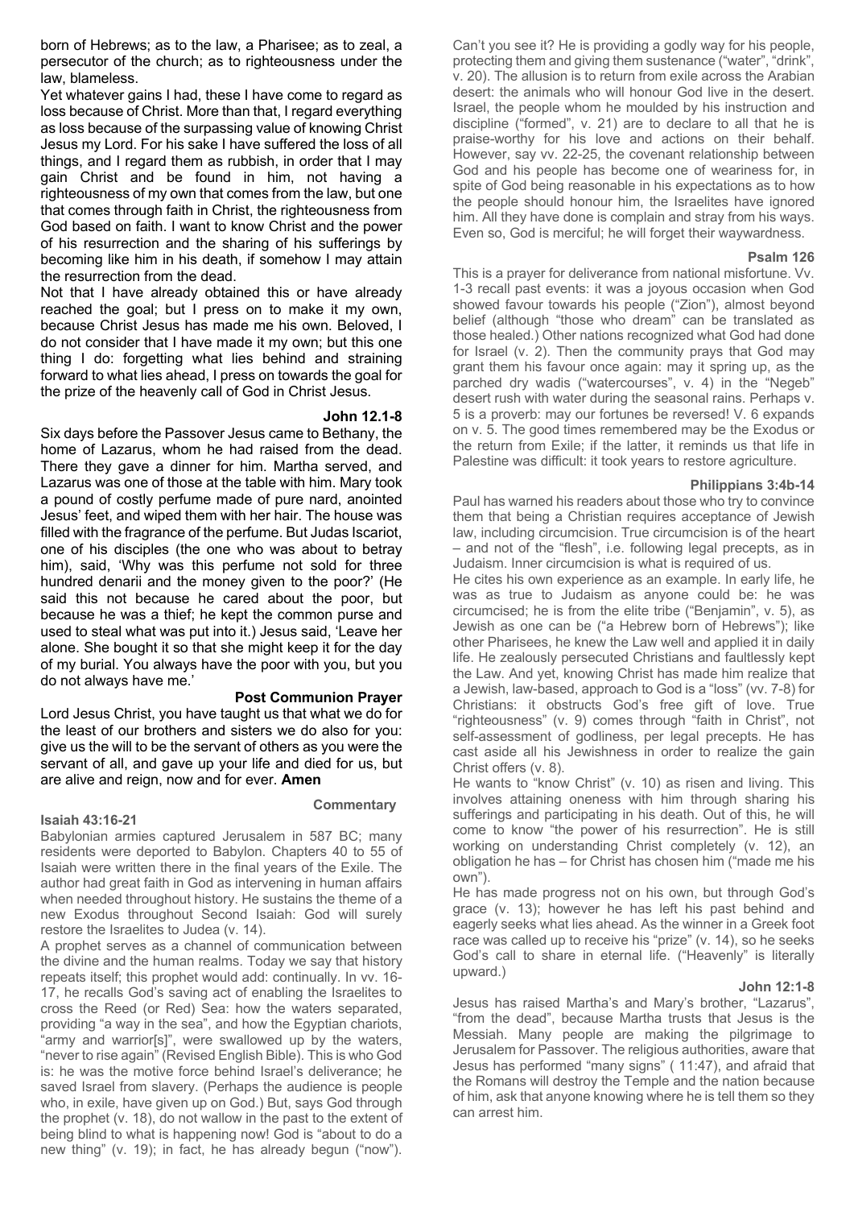born of Hebrews; as to the law, a Pharisee; as to zeal, a persecutor of the church; as to righteousness under the law, blameless.

Yet whatever gains I had, these I have come to regard as loss because of Christ. More than that, I regard everything as loss because of the surpassing value of knowing Christ Jesus my Lord. For his sake I have suffered the loss of all things, and I regard them as rubbish, in order that I may gain Christ and be found in him, not having a righteousness of my own that comes from the law, but one that comes through faith in Christ, the righteousness from God based on faith. I want to know Christ and the power of his resurrection and the sharing of his sufferings by becoming like him in his death, if somehow I may attain the resurrection from the dead.

Not that I have already obtained this or have already reached the goal; but I press on to make it my own, because Christ Jesus has made me his own. Beloved, I do not consider that I have made it my own; but this one thing I do: forgetting what lies behind and straining forward to what lies ahead, I press on towards the goal for the prize of the heavenly call of God in Christ Jesus.

### John 12.1-8

Six days before the Passover Jesus came to Bethany, the home of Lazarus, whom he had raised from the dead. There they gave a dinner for him. Martha served, and Lazarus was one of those at the table with him. Mary took a pound of costly perfume made of pure nard, anointed Jesus' feet, and wiped them with her hair. The house was filled with the fragrance of the perfume. But Judas Iscariot, one of his disciples (the one who was about to betray him), said, 'Why was this perfume not sold for three hundred denarii and the money given to the poor?' (He said this not because he cared about the poor, but because he was a thief; he kept the common purse and used to steal what was put into it.) Jesus said, 'Leave her alone. She bought it so that she might keep it for the day of my burial. You always have the poor with you, but you do not always have me.'

### Post Communion Prayer

Lord Jesus Christ, you have taught us that what we do for the least of our brothers and sisters we do also for you: give us the will to be the servant of others as you were the servant of all, and gave up your life and died for us, but are alive and reign, now and for ever. **Amen**

## Commentary

### Isaiah 43:16-21

Babylonian armies captured Jerusalem in 587 BC; many residents were deported to Babylon. Chapters 40 to 55 of Isaiah were written there in the final years of the Exile. The author had great faith in God as intervening in human affairs when needed throughout history. He sustains the theme of a new Exodus throughout Second Isaiah: God will surely restore the Israelites to Judea (v. 14).

A prophet serves as a channel of communication between the divine and the human realms. Today we say that history repeats itself; this prophet would add: continually. In vv. 16-17, he recalls God's saving act of enabling the Israelites to cross the Reed (or Red) Sea: how the waters separated, providing "a way in the sea", and how the Egyptian chariots, "army and warrior[s]", were swallowed up by the waters, "never to rise again" (Revised English Bible). This is who God is: he was the motive force behind Israel's deliverance; he saved Israel from slavery. (Perhaps the audience is people who, in exile, have given up on God.) But, says God through the prophet (v. 18), do not wallow in the past to the extent of being blind to what is happening now! God is "about to do a new thing" (v. 19); in fact, he has already begun ("now"). Can't you see it? He is providing a godly way for his people, protecting them and giving them sustenance ("water", "drink", v. 20). The allusion is to return from exile across the Arabian desert: the animals who will honour God live in the desert. Israel, the people whom he moulded by his instruction and discipline ("formed", v. 21) are to declare to all that he is praise-worthy for his love and actions on their behalf. However, say vv. 22-25, the covenant relationship between God and his people has become one of weariness for, in spite of God being reasonable in his expectations as to how the people should honour him, the Israelites have ignored him. All they have done is complain and stray from his ways. Even so, God is merciful; he will forget their waywardness.

### Psalm 126

This is a prayer for deliverance from national misfortune. Vv. 1-3 recall past events: it was a joyous occasion when God showed favour towards his people ("Zion"), almost beyond belief (although "those who dream" can be translated as those healed.) Other nations recognized what God had done for Israel (v. 2). Then the community prays that God may grant them his favour once again: may it spring up, as the parched dry wadis ("watercourses", v. 4) in the "Negeb" desert rush with water during the seasonal rains. Perhaps v. 5 is a proverb: may our fortunes be reversed! V. 6 expands on v. 5. The good times remembered may be the Exodus or the return from Exile; if the latter, it reminds us that life in Palestine was difficult: it took years to restore agriculture.

### Philippians 3:4b-14

Paul has warned his readers about those who try to convince them that being a Christian requires acceptance of Jewish law, including circumcision. True circumcision is of the heart – and not of the "flesh", i.e. following legal precepts, as in Judaism. Inner circumcision is what is required of us.

He cites his own experience as an example. In early life, he was as true to Judaism as anyone could be: he was circumcised; he is from the elite tribe ("Benjamin", v. 5), as Jewish as one can be ("a Hebrew born of Hebrews"); like other Pharisees, he knew the Law well and applied it in daily life. He zealously persecuted Christians and faultlessly kept the Law. And yet, knowing Christ has made him realize that a Jewish, law-based, approach to God is a "loss" (vv. 7-8) for Christians: it obstructs God's free gift of love. True "righteousness" (v. 9) comes through "faith in Christ", not self-assessment of godliness, per legal precepts. He has cast aside all his Jewishness in order to realize the gain Christ offers (v. 8).

He wants to "know Christ" (v. 10) as risen and living. This involves attaining oneness with him through sharing his sufferings and participating in his death. Out of this, he will come to know "the power of his resurrection". He is still working on understanding Christ completely (v. 12), an obligation he has – for Christ has chosen him ("made me his own").

He has made progress not on his own, but through God's grace (v. 13); however he has left his past behind and eagerly seeks what lies ahead. As the winner in a Greek foot race was called up to receive his "prize" (v. 14), so he seeks God's call to share in eternal life. ("Heavenly" is literally upward.)

### John 12:1-8

Jesus has raised Martha's and Mary's brother, "Lazarus", "from the dead", because Martha trusts that Jesus is the Messiah. Many people are making the pilgrimage to Jerusalem for Passover. The religious authorities, aware that Jesus has performed "many signs" ( 11:47), and afraid that the Romans will destroy the Temple and the nation because of him, ask that anyone knowing where he is tell them so they can arrest him.